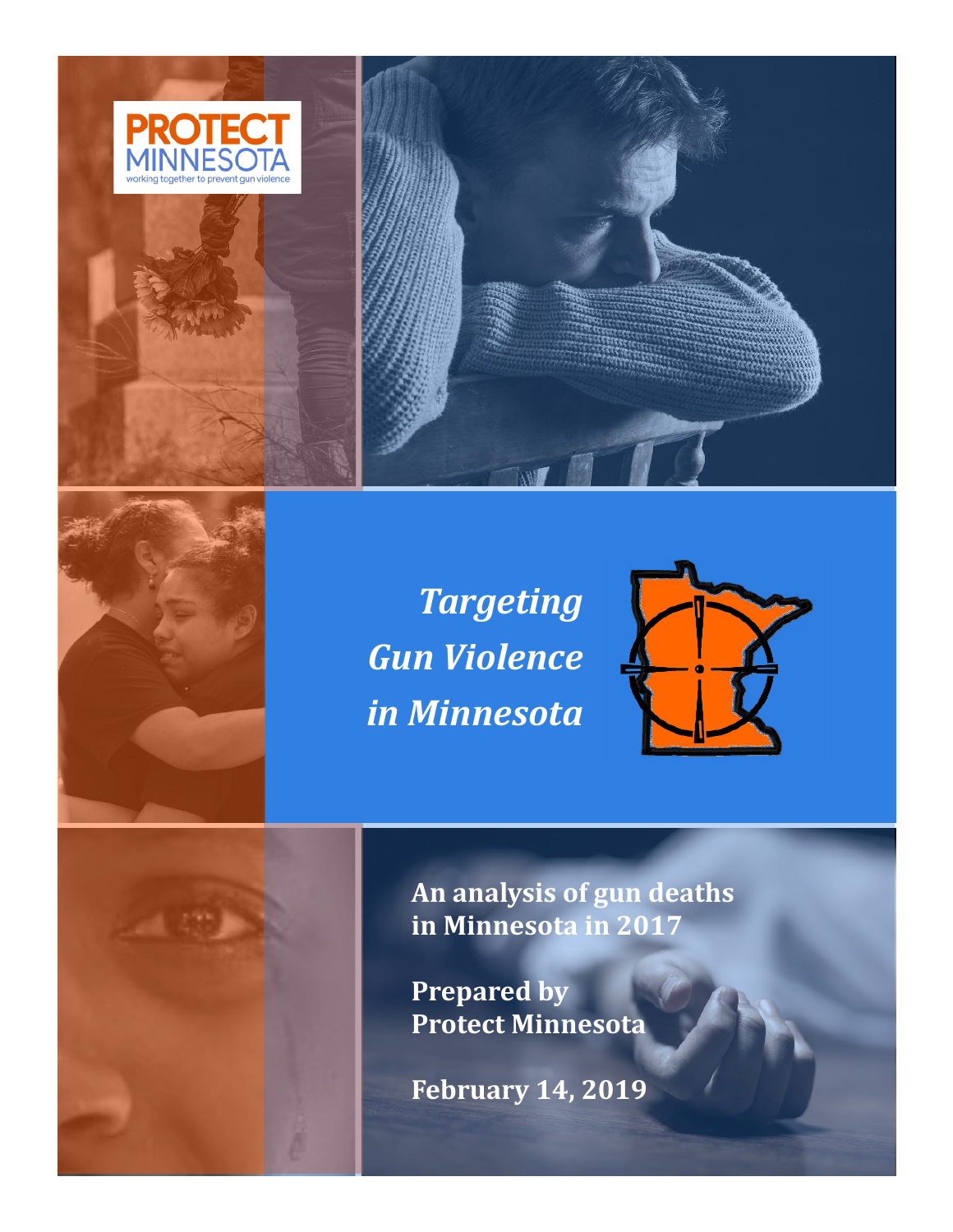PROTECT MINNESOTA
working together to prevent gun violence

# *Targeting Gun Violence in Minnesota*

**An analysis of gun deaths in Minnesota in 2017**

**Prepared by Protect Minnesota**

**February 14, 2019**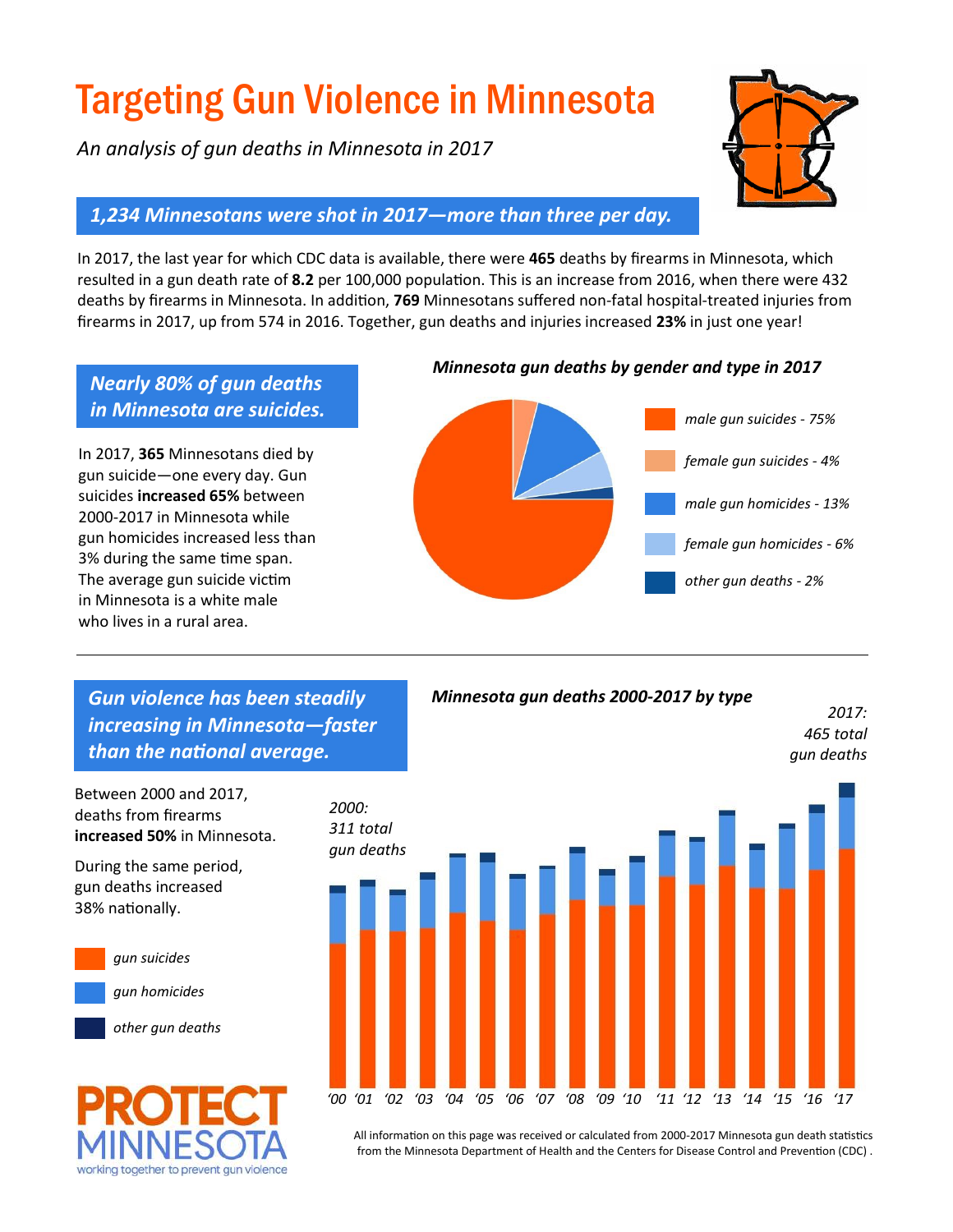# Targeting Gun Violence in Minnesota

*An analysis of gun deaths in Minnesota in 2017*

## *1,234 Minnesotans were shot in 2017—more than three per day.*

In 2017, the last year for which CDC data is available, there were **465** deaths by firearms in Minnesota, which resulted in a gun death rate of **8.2** per 100,000 population. This is an increase from 2016, when there were 432 deaths by firearms in Minnesota. In addition, **769** Minnesotans suffered non-fatal hospital-treated injuries from firearms in 2017, up from 574 in 2016. Together, gun deaths and injuries increased **23%** in just one year!

## *Nearly 80% of gun deaths in Minnesota are suicides.*

In 2017, **365** Minnesotans died by gun suicide—one every day. Gun suicides **increased 65%** between 2000-2017 in Minnesota while gun homicides increased less than 3% during the same time span. The average gun suicide victim in Minnesota is a white male who lives in a rural area.

***Minnesota gun deaths by gender and type in 2017***

- *male gun suicides - 75%*
- *female gun suicides - 4%*
- *male gun homicides - 13%*
- *female gun homicides - 6%*
- *other gun deaths - 2%*

## *Gun violence has been steadily increasing in Minnesota—faster than the national average.*

Between 2000 and 2017, deaths from firearms **increased 50%** in Minnesota.

During the same period, gun deaths increased 38% nationally.

***Minnesota gun deaths 2000-2017 by type***

*2000: 311 total gun deaths*

*2017: 465 total gun deaths*

- *gun suicides*
- *gun homicides*
- *other gun deaths*

'00 '01 '02 '03 '04 '05 '06 '07 '08 '09 '10 '11 '12 '13 '14 '15 '16 '17

PROTECT MINNESOTA
working together to prevent gun violence

All information on this page was received or calculated from 2000-2017 Minnesota gun death statistics from the Minnesota Department of Health and the Centers for Disease Control and Prevention (CDC) .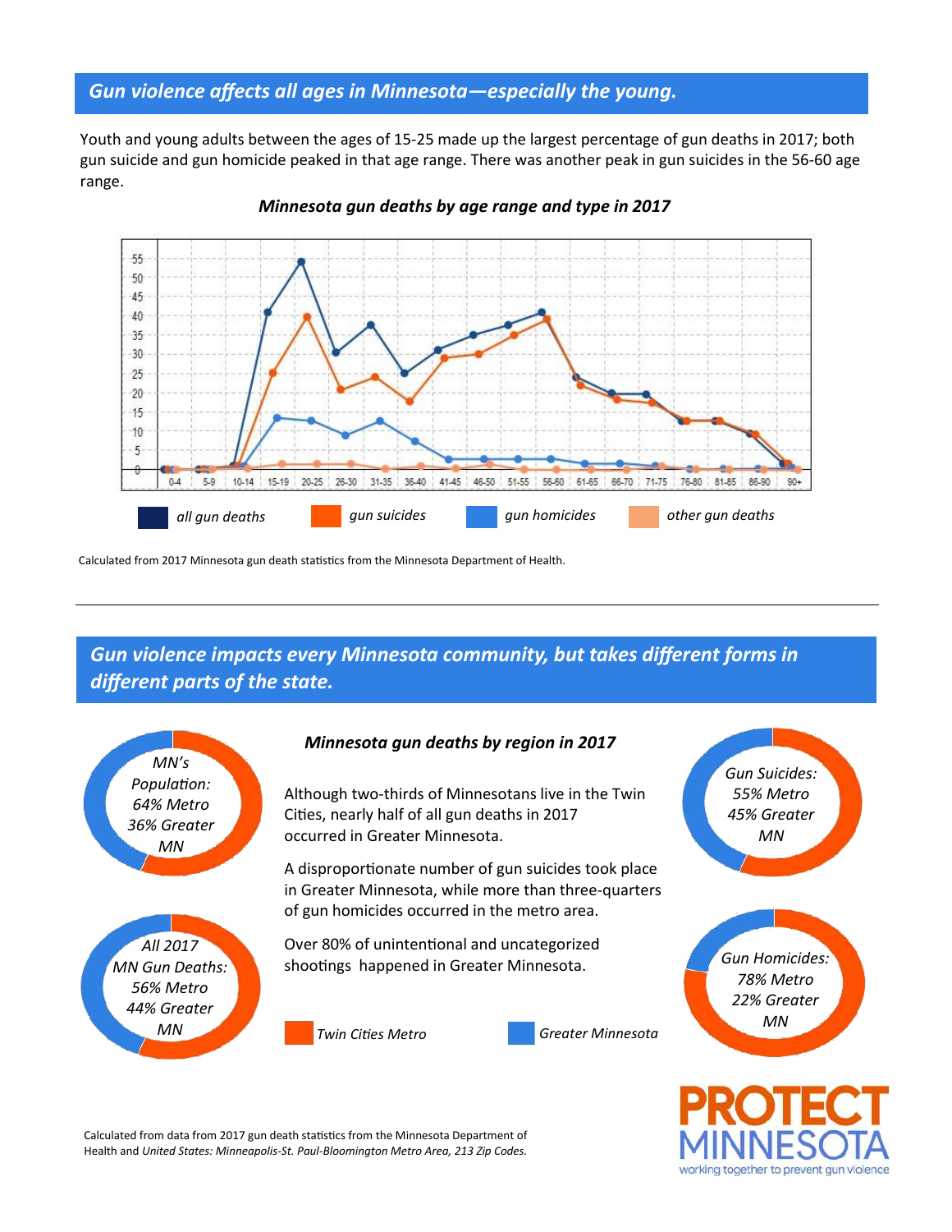## *Gun violence affects all ages in Minnesota—especially the young.*

Youth and young adults between the ages of 15-25 made up the largest percentage of gun deaths in 2017; both gun suicide and gun homicide peaked in that age range. There was another peak in gun suicides in the 56-60 age range.

***Minnesota gun deaths by age range and type in 2017***

*all gun deaths* | *gun suicides* | *gun homicides* | *other gun deaths*

Calculated from 2017 Minnesota gun death statistics from the Minnesota Department of Health.

---

## *Gun violence impacts every Minnesota community, but takes different forms in different parts of the state.*

***Minnesota gun deaths by region in 2017***

*MN's Population: 64% Metro 36% Greater MN*

*All 2017 MN Gun Deaths: 56% Metro 44% Greater MN*

Although two-thirds of Minnesotans live in the Twin Cities, nearly half of all gun deaths in 2017 occurred in Greater Minnesota.

A disproportionate number of gun suicides took place in Greater Minnesota, while more than three-quarters of gun homicides occurred in the metro area.

Over 80% of unintentional and uncategorized shootings happened in Greater Minnesota.

*Gun Suicides: 55% Metro 45% Greater MN*

*Gun Homicides: 78% Metro 22% Greater MN*

*Twin Cities Metro* | *Greater Minnesota*

Calculated from data from 2017 gun death statistics from the Minnesota Department of Health and *United States: Minneapolis-St. Paul-Bloomington Metro Area, 213 Zip Codes.*

**PROTECT MINNESOTA**
working together to prevent gun violence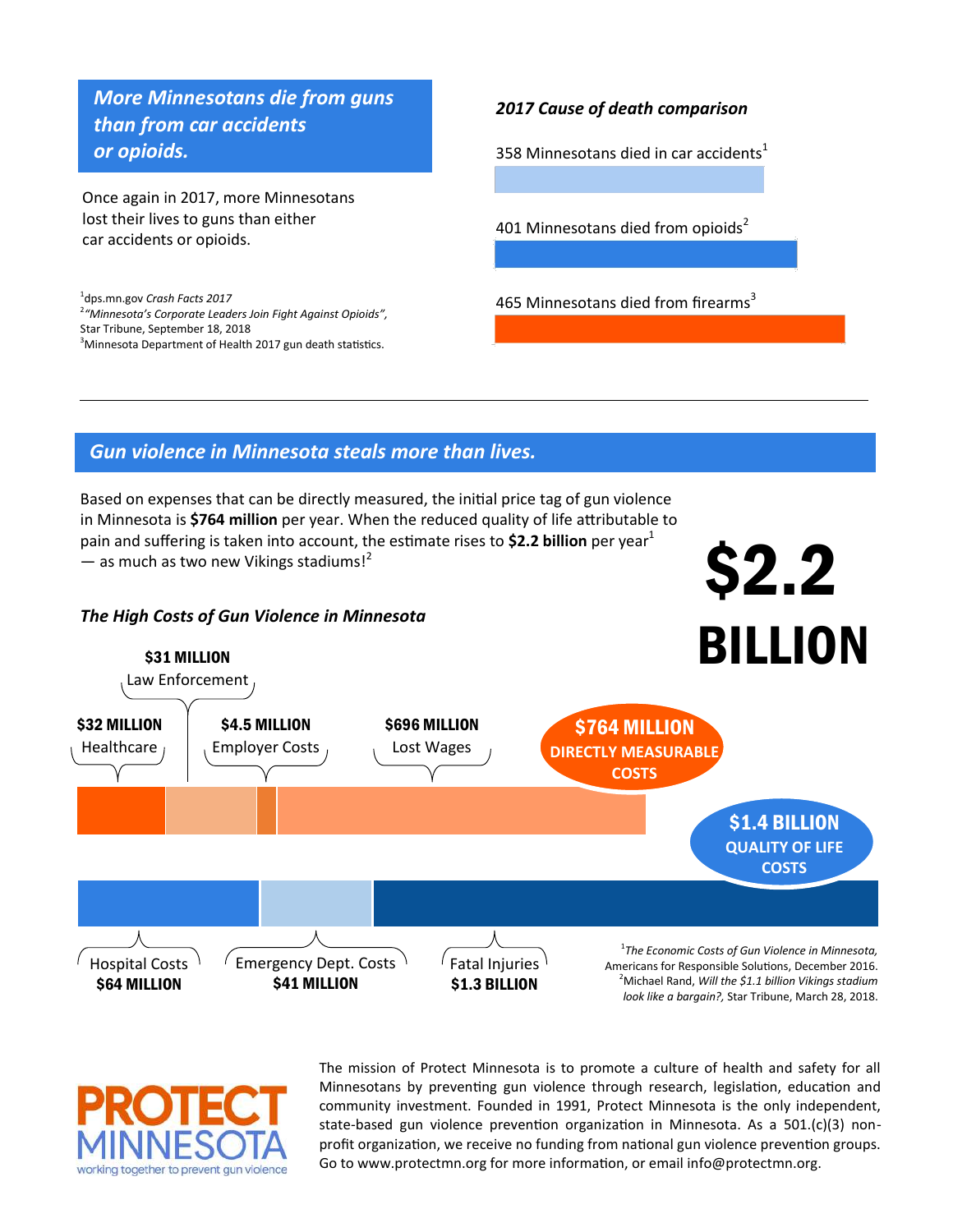## *More Minnesotans die from guns than from car accidents or opioids.*

Once again in 2017, more Minnesotans lost their lives to guns than either car accidents or opioids.

[1]dps.mn.gov *Crash Facts 2017*
[2]*"Minnesota's Corporate Leaders Join Fight Against Opioids",* Star Tribune, September 18, 2018
[3]Minnesota Department of Health 2017 gun death statistics.

***2017 Cause of death comparison***

358 Minnesotans died in car accidents[1]

401 Minnesotans died from opioids[2]

465 Minnesotans died from firearms[3]

---

## *Gun violence in Minnesota steals more than lives.*

Based on expenses that can be directly measured, the initial price tag of gun violence in Minnesota is **$764 million** per year. When the reduced quality of life attributable to pain and suffering is taken into account, the estimate rises to **$2.2 billion** per year[1] — as much as two new Vikings stadiums![2]

**$2.2 BILLION**

***The High Costs of Gun Violence in Minnesota***

**$31 MILLION** Law Enforcement

**$32 MILLION** Healthcare

**$4.5 MILLION** Employer Costs

**$696 MILLION** Lost Wages

**$764 MILLION DIRECTLY MEASURABLE COSTS**

**$1.4 BILLION QUALITY OF LIFE COSTS**

Hospital Costs **$64 MILLION**

Emergency Dept. Costs **$41 MILLION**

Fatal Injuries **$1.3 BILLION**

[1]*The Economic Costs of Gun Violence in Minnesota,* Americans for Responsible Solutions, December 2016.
[2]Michael Rand, *Will the $1.1 billion Vikings stadium look like a bargain?,* Star Tribune, March 28, 2018.

---

**PROTECT MINNESOTA**
working together to prevent gun violence

The mission of Protect Minnesota is to promote a culture of health and safety for all Minnesotans by preventing gun violence through research, legislation, education and community investment. Founded in 1991, Protect Minnesota is the only independent, state-based gun violence prevention organization in Minnesota. As a 501.(c)(3) non-profit organization, we receive no funding from national gun violence prevention groups. Go to www.protectmn.org for more information, or email info@protectmn.org.